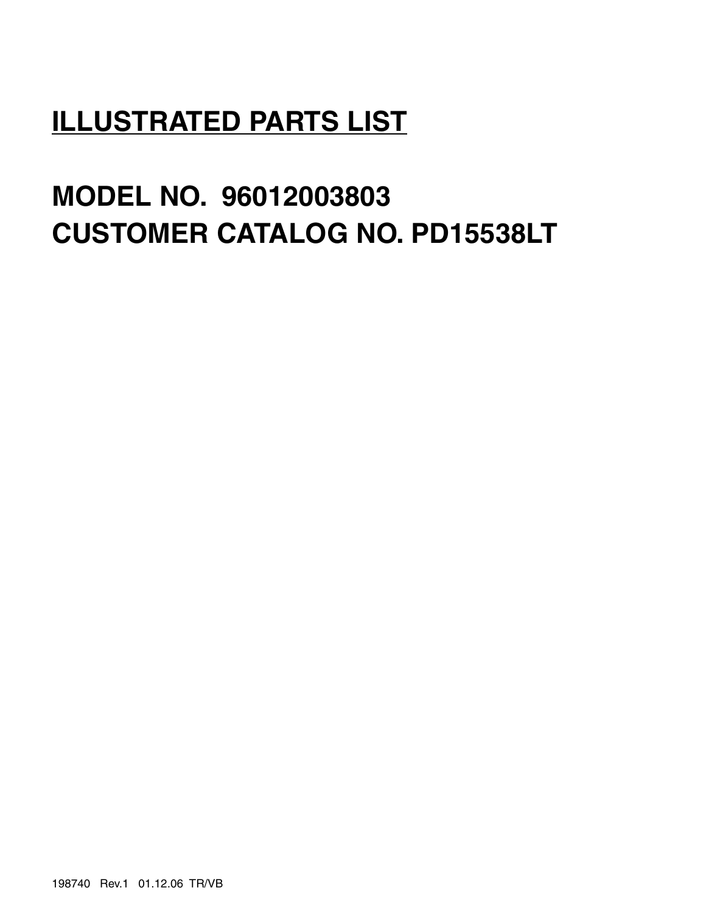# ILLUSTRATED PARTS LIST

## MODEL NO. 96012003803
## CUSTOMER CATALOG NO. PD15538LT

198740 Rev.1 01.12.06 TR/VB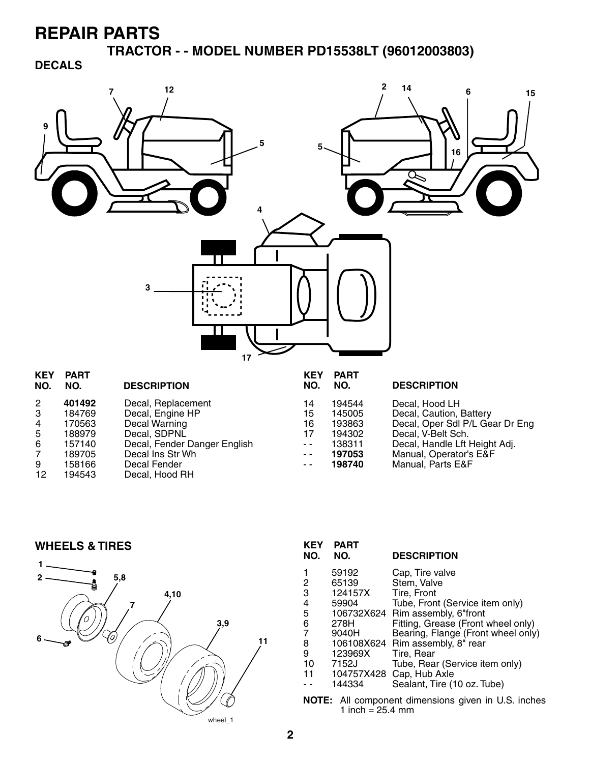# REPAIR PARTS

## TRACTOR - - MODEL NUMBER PD15538LT (96012003803)

### DECALS

| KEY NO. | PART NO. | DESCRIPTION |
|---|---|---|
| 2 | **401492** | Decal, Replacement |
| 3 | 184769 | Decal, Engine HP |
| 4 | 170563 | Decal Warning |
| 5 | 188979 | Decal, SDPNL |
| 6 | 157140 | Decal, Fender Danger English |
| 7 | 189705 | Decal Ins Str Wh |
| 9 | 158166 | Decal Fender |
| 12 | 194543 | Decal, Hood RH |
| 14 | 194544 | Decal, Hood LH |
| 15 | 145005 | Decal, Caution, Battery |
| 16 | 193863 | Decal, Oper Sdl P/L Gear Dr Eng |
| 17 | 194302 | Decal, V-Belt Sch. |
| - - | 138311 | Decal, Handle Lft Height Adj. |
| - - | **197053** | Manual, Operator's E&F |
| - - | **198740** | Manual, Parts E&F |

### WHEELS & TIRES

| KEY NO. | PART NO. | DESCRIPTION |
|---|---|---|
| 1 | 59192 | Cap, Tire valve |
| 2 | 65139 | Stem, Valve |
| 3 | 124157X | Tire, Front |
| 4 | 59904 | Tube, Front (Service item only) |
| 5 | 106732X624 | Rim assembly, 6"front |
| 6 | 278H | Fitting, Grease (Front wheel only) |
| 7 | 9040H | Bearing, Flange (Front wheel only) |
| 8 | 106108X624 | Rim assembly, 8" rear |
| 9 | 123969X | Tire, Rear |
| 10 | 7152J | Tube, Rear (Service item only) |
| 11 | 104757X428 | Cap, Hub Axle |
| - - | 144334 | Sealant, Tire (10 oz. Tube) |

**NOTE:** All component dimensions given in U.S. inches
1 inch = 25.4 mm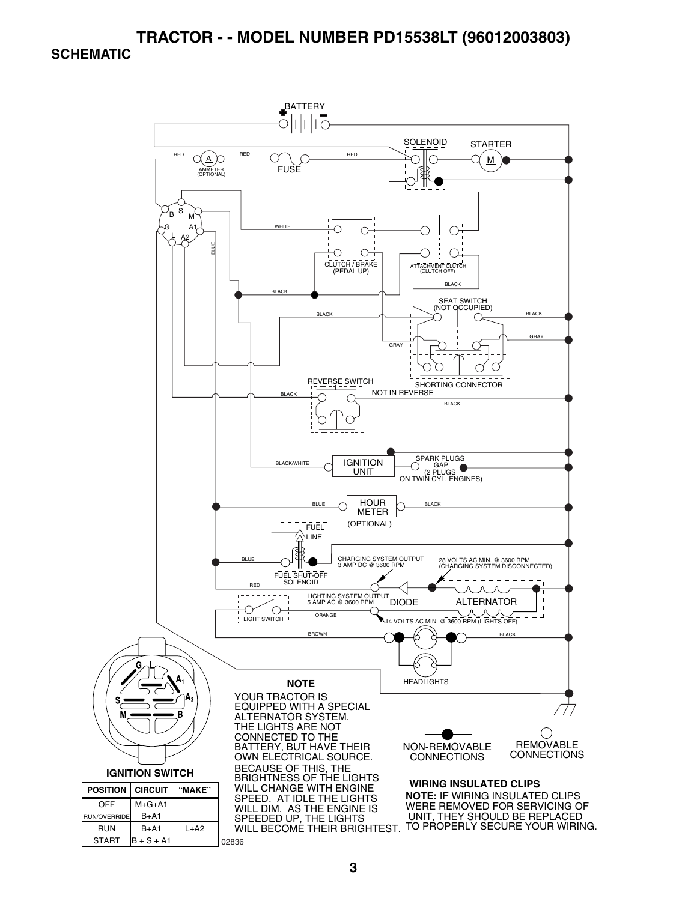# TRACTOR - - MODEL NUMBER PD15538LT (96012003803)

## SCHEMATIC

BATTERY

SOLENOID

STARTER

RED

AMMETER (OPTIONAL)

RED

FUSE

RED

WHITE

BLUE

CLUTCH / BRAKE (PEDAL UP)

ATTACHMENT CLUTCH (CLUTCH OFF)

BLACK

BLACK

SEAT SWITCH (NOT OCCUPIED)

BLACK

BLACK

GRAY

GRAY

REVERSE SWITCH

SHORTING CONNECTOR

BLACK

NOT IN REVERSE

BLACK

BLACK/WHITE

IGNITION UNIT

SPARK PLUGS GAP (2 PLUGS ON TWIN CYL. ENGINES)

BLUE

HOUR METER (OPTIONAL)

BLACK

FUEL LINE

BLUE

FUEL SHUT-OFF SOLENOID

CHARGING SYSTEM OUTPUT 3 AMP DC @ 3600 RPM

28 VOLTS AC MIN. @ 3600 RPM (CHARGING SYSTEM DISCONNECTED)

RED

LIGHTING SYSTEM OUTPUT 5 AMP AC @ 3600 RPM

DIODE

ALTERNATOR

LIGHT SWITCH

ORANGE

14 VOLTS AC MIN. @ 3600 RPM (LIGHTS OFF)

BROWN

BLACK

HEADLIGHTS

**NOTE**

YOUR TRACTOR IS EQUIPPED WITH A SPECIAL ALTERNATOR SYSTEM. THE LIGHTS ARE NOT CONNECTED TO THE BATTERY, BUT HAVE THEIR OWN ELECTRICAL SOURCE. BECAUSE OF THIS, THE BRIGHTNESS OF THE LIGHTS WILL CHANGE WITH ENGINE SPEED. AT IDLE THE LIGHTS WILL DIM. AS THE ENGINE IS SPEEDED UP, THE LIGHTS WILL BECOME THEIR BRIGHTEST.

NON-REMOVABLE CONNECTIONS

REMOVABLE CONNECTIONS

**WIRING INSULATED CLIPS**

**NOTE:** IF WIRING INSULATED CLIPS WERE REMOVED FOR SERVICING OF UNIT, THEY SHOULD BE REPLACED TO PROPERLY SECURE YOUR WIRING.

**IGNITION SWITCH**

| POSITION | CIRCUIT | "MAKE" |
|---|---|---|
| OFF | M+G+A1 | |
| RUN/OVERRIDE | B+A1 | |
| RUN | B+A1 | L+A2 |
| START | B + S + A1 | |

02836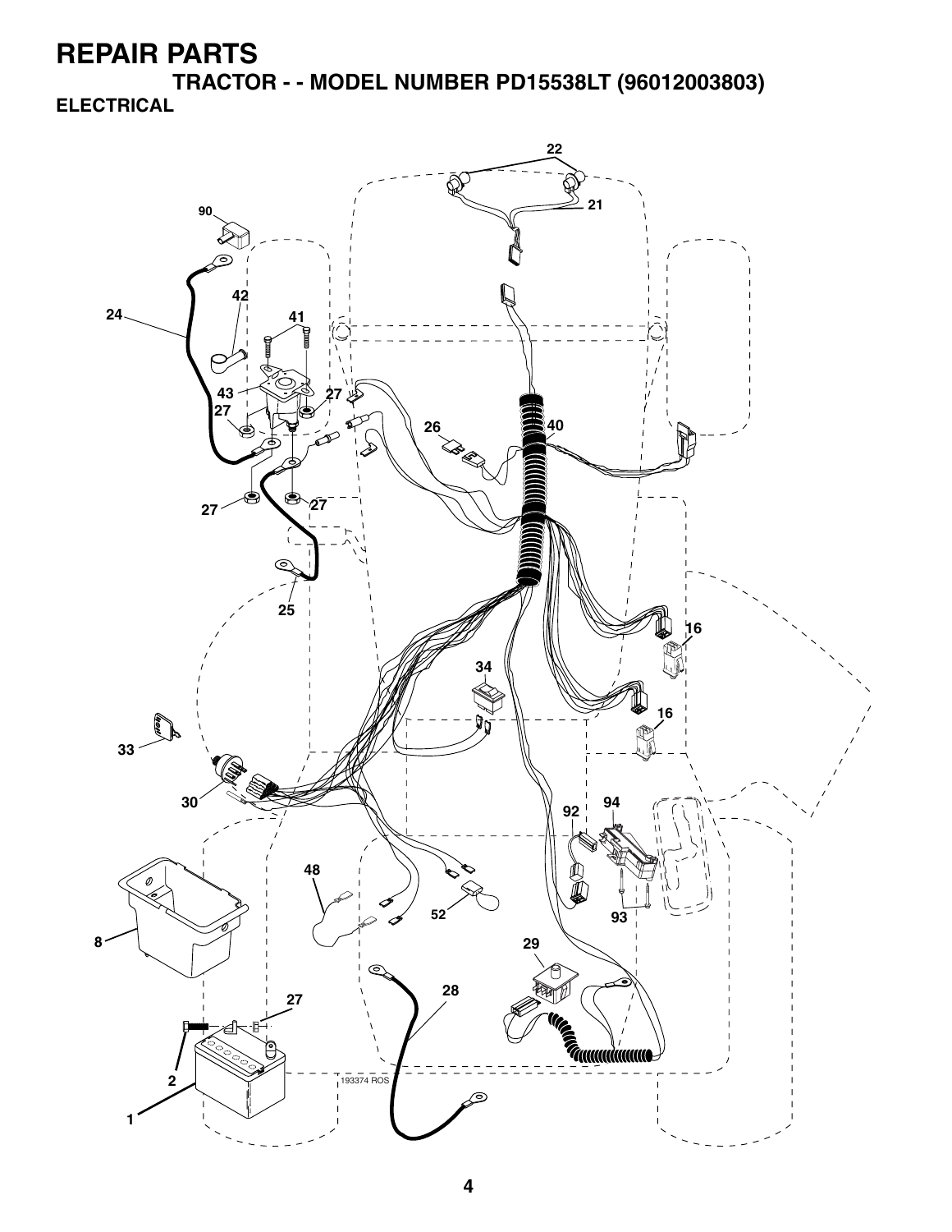# REPAIR PARTS

## TRACTOR - - MODEL NUMBER PD15538LT (96012003803)

### ELECTRICAL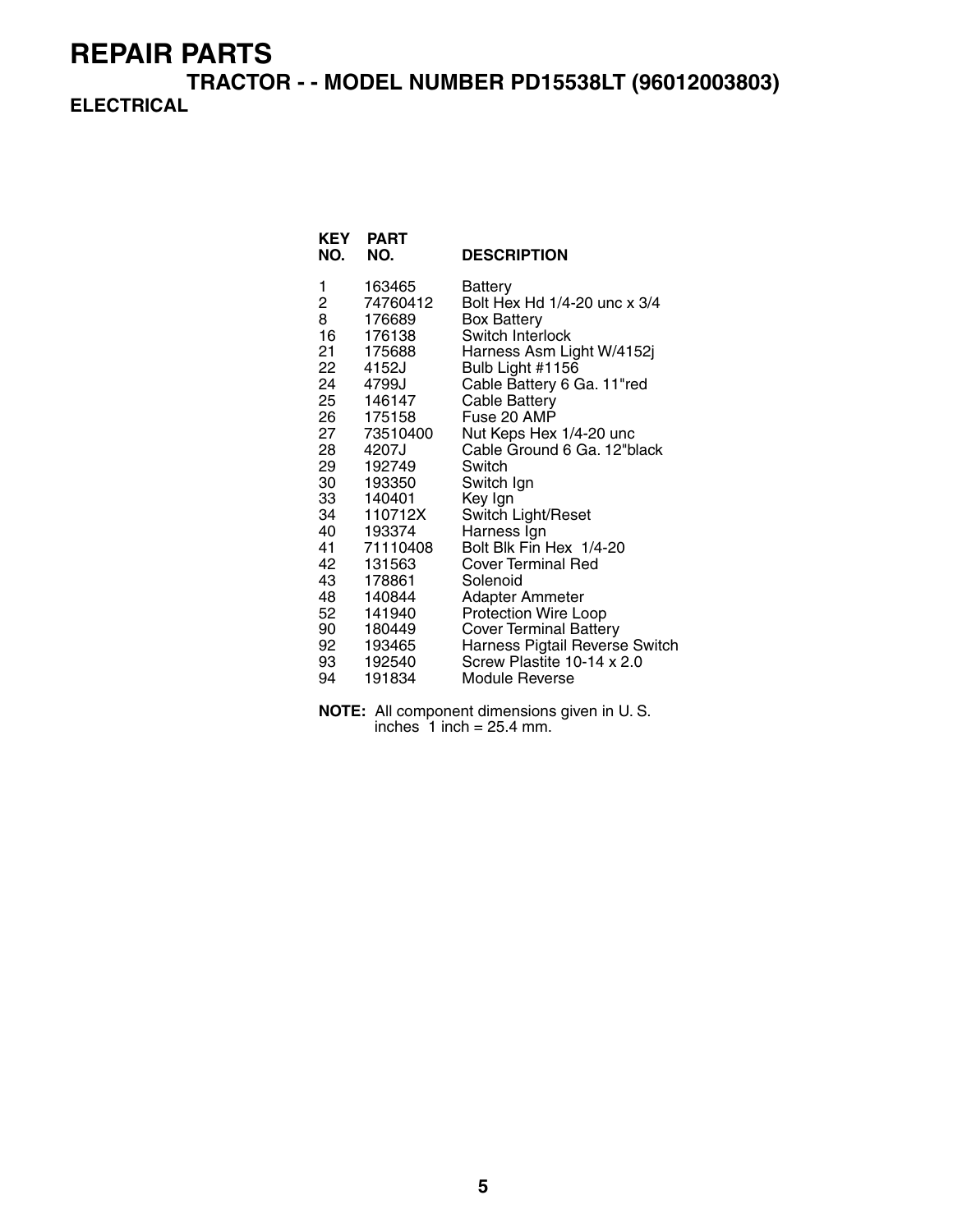# REPAIR PARTS

## TRACTOR - - MODEL NUMBER PD15538LT (96012003803)

### ELECTRICAL

| KEY NO. | PART NO. | DESCRIPTION |
|---|---|---|
| 1 | 163465 | Battery |
| 2 | 74760412 | Bolt Hex Hd 1/4-20 unc x 3/4 |
| 8 | 176689 | Box Battery |
| 16 | 176138 | Switch Interlock |
| 21 | 175688 | Harness Asm Light W/4152j |
| 22 | 4152J | Bulb Light #1156 |
| 24 | 4799J | Cable Battery 6 Ga. 11"red |
| 25 | 146147 | Cable Battery |
| 26 | 175158 | Fuse 20 AMP |
| 27 | 73510400 | Nut Keps Hex 1/4-20 unc |
| 28 | 4207J | Cable Ground 6 Ga. 12"black |
| 29 | 192749 | Switch |
| 30 | 193350 | Switch Ign |
| 33 | 140401 | Key Ign |
| 34 | 110712X | Switch Light/Reset |
| 40 | 193374 | Harness Ign |
| 41 | 71110408 | Bolt Blk Fin Hex 1/4-20 |
| 42 | 131563 | Cover Terminal Red |
| 43 | 178861 | Solenoid |
| 48 | 140844 | Adapter Ammeter |
| 52 | 141940 | Protection Wire Loop |
| 90 | 180449 | Cover Terminal Battery |
| 92 | 193465 | Harness Pigtail Reverse Switch |
| 93 | 192540 | Screw Plastite 10-14 x 2.0 |
| 94 | 191834 | Module Reverse |

**NOTE:** All component dimensions given in U. S. inches 1 inch = 25.4 mm.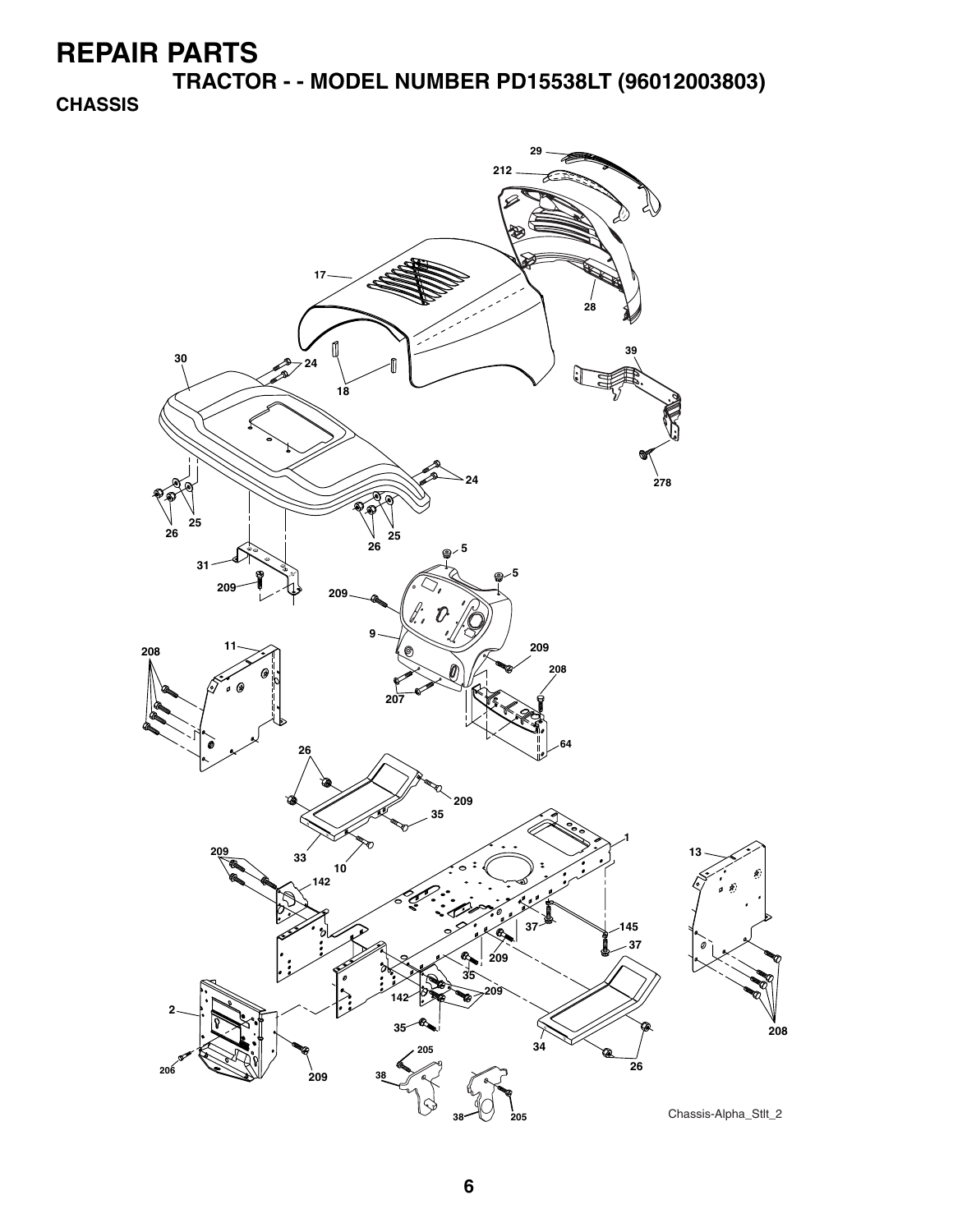# REPAIR PARTS

## TRACTOR - - MODEL NUMBER PD15538LT (96012003803)

### CHASSIS

Chassis-Alpha_Stlt_2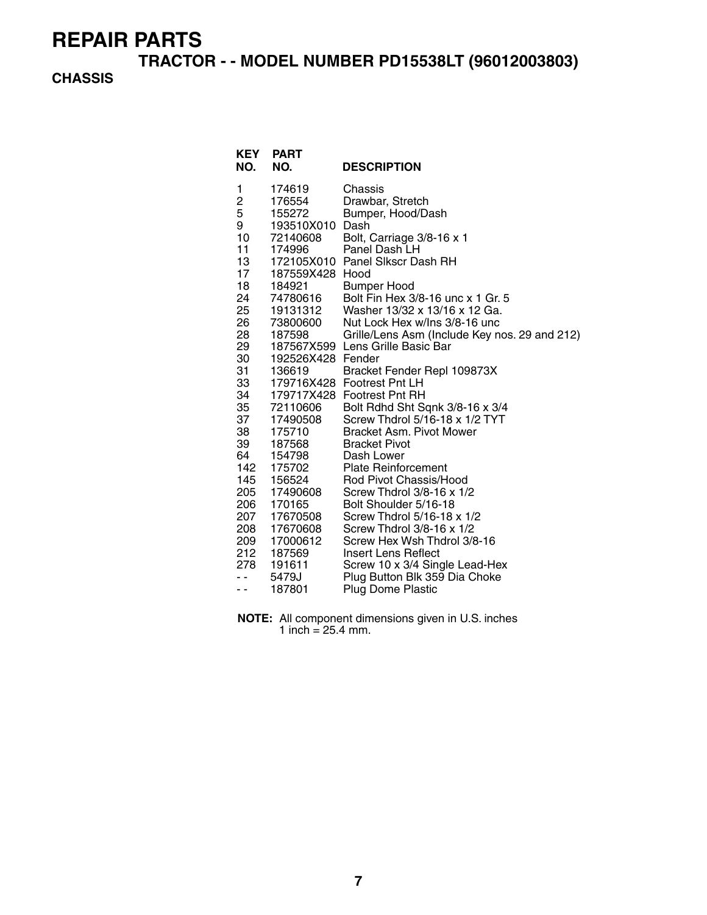# REPAIR PARTS

## TRACTOR - - MODEL NUMBER PD15538LT (96012003803)

### CHASSIS

| KEY NO. | PART NO. | DESCRIPTION |
|---|---|---|
| 1 | 174619 | Chassis |
| 2 | 176554 | Drawbar, Stretch |
| 5 | 155272 | Bumper, Hood/Dash |
| 9 | 193510X010 | Dash |
| 10 | 72140608 | Bolt, Carriage 3/8-16 x 1 |
| 11 | 174996 | Panel Dash LH |
| 13 | 172105X010 | Panel Slkscr Dash RH |
| 17 | 187559X428 | Hood |
| 18 | 184921 | Bumper Hood |
| 24 | 74780616 | Bolt Fin Hex 3/8-16 unc x 1 Gr. 5 |
| 25 | 19131312 | Washer 13/32 x 13/16 x 12 Ga. |
| 26 | 73800600 | Nut Lock Hex w/Ins 3/8-16 unc |
| 28 | 187598 | Grille/Lens Asm (Include Key nos. 29 and 212) |
| 29 | 187567X599 | Lens Grille Basic Bar |
| 30 | 192526X428 | Fender |
| 31 | 136619 | Bracket Fender Repl 109873X |
| 33 | 179716X428 | Footrest Pnt LH |
| 34 | 179717X428 | Footrest Pnt RH |
| 35 | 72110606 | Bolt Rdhd Sht Sqnk 3/8-16 x 3/4 |
| 37 | 17490508 | Screw Thdrol 5/16-18 x 1/2 TYT |
| 38 | 175710 | Bracket Asm. Pivot Mower |
| 39 | 187568 | Bracket Pivot |
| 64 | 154798 | Dash Lower |
| 142 | 175702 | Plate Reinforcement |
| 145 | 156524 | Rod Pivot Chassis/Hood |
| 205 | 17490608 | Screw Thdrol 3/8-16 x 1/2 |
| 206 | 170165 | Bolt Shoulder 5/16-18 |
| 207 | 17670508 | Screw Thdrol 5/16-18 x 1/2 |
| 208 | 17670608 | Screw Thdrol 3/8-16 x 1/2 |
| 209 | 17000612 | Screw Hex Wsh Thdrol 3/8-16 |
| 212 | 187569 | Insert Lens Reflect |
| 278 | 191611 | Screw 10 x 3/4 Single Lead-Hex |
| - - | 5479J | Plug Button Blk 359 Dia Choke |
| - - | 187801 | Plug Dome Plastic |

**NOTE:** All component dimensions given in U.S. inches
1 inch = 25.4 mm.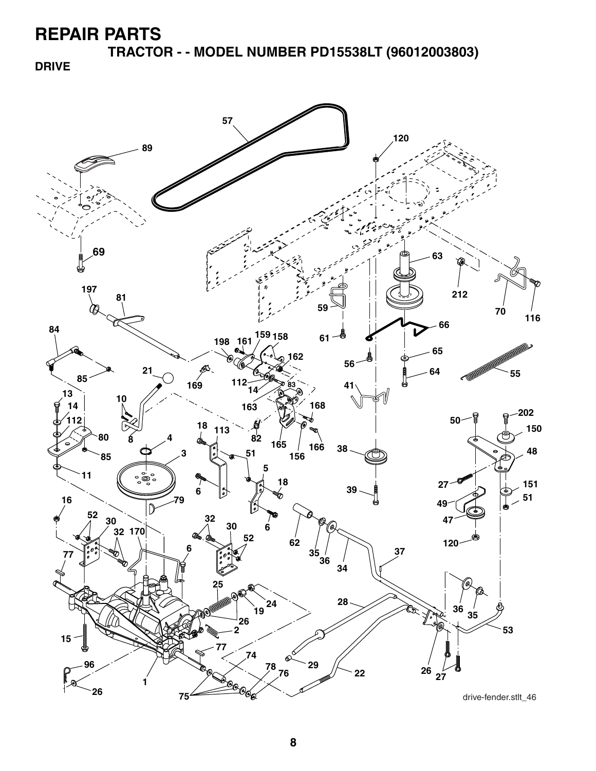# REPAIR PARTS

## TRACTOR - - MODEL NUMBER PD15538LT (96012003803)

### DRIVE

drive-fender.stlt_46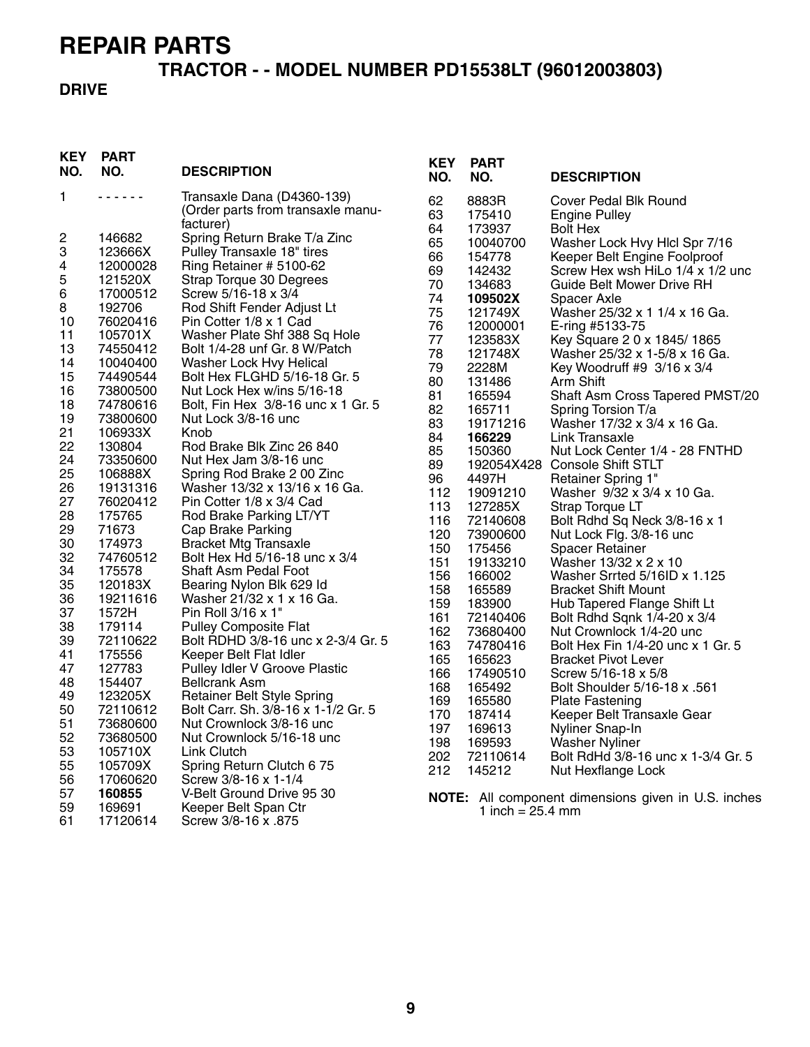# REPAIR PARTS

## TRACTOR - - MODEL NUMBER PD15538LT (96012003803)

### DRIVE

| KEY NO. | PART NO. | DESCRIPTION |
|---|---|---|
| 1 | - - - - - - | Transaxle Dana (D4360-139) (Order parts from transaxle manufacturer) |
| 2 | 146682 | Spring Return Brake T/a Zinc |
| 3 | 123666X | Pulley Transaxle 18" tires |
| 4 | 12000028 | Ring Retainer # 5100-62 |
| 5 | 121520X | Strap Torque 30 Degrees |
| 6 | 17000512 | Screw 5/16-18 x 3/4 |
| 8 | 192706 | Rod Shift Fender Adjust Lt |
| 10 | 76020416 | Pin Cotter 1/8 x 1 Cad |
| 11 | 105701X | Washer Plate Shf 388 Sq Hole |
| 13 | 74550412 | Bolt 1/4-28 unf Gr. 8 W/Patch |
| 14 | 10040400 | Washer Lock Hvy Helical |
| 15 | 74490544 | Bolt Hex FLGHD 5/16-18 Gr. 5 |
| 16 | 73800500 | Nut Lock Hex w/ins 5/16-18 |
| 18 | 74780616 | Bolt, Fin Hex 3/8-16 unc x 1 Gr. 5 |
| 19 | 73800600 | Nut Lock 3/8-16 unc |
| 21 | 106933X | Knob |
| 22 | 130804 | Rod Brake Blk Zinc 26 840 |
| 24 | 73350600 | Nut Hex Jam 3/8-16 unc |
| 25 | 106888X | Spring Rod Brake 2 00 Zinc |
| 26 | 19131316 | Washer 13/32 x 13/16 x 16 Ga. |
| 27 | 76020412 | Pin Cotter 1/8 x 3/4 Cad |
| 28 | 175765 | Rod Brake Parking LT/YT |
| 29 | 71673 | Cap Brake Parking |
| 30 | 174973 | Bracket Mtg Transaxle |
| 32 | 74760512 | Bolt Hex Hd 5/16-18 unc x 3/4 |
| 34 | 175578 | Shaft Asm Pedal Foot |
| 35 | 120183X | Bearing Nylon Blk 629 Id |
| 36 | 19211616 | Washer 21/32 x 1 x 16 Ga. |
| 37 | 1572H | Pin Roll 3/16 x 1" |
| 38 | 179114 | Pulley Composite Flat |
| 39 | 72110622 | Bolt RDHD 3/8-16 unc x 2-3/4 Gr. 5 |
| 41 | 175556 | Keeper Belt Flat Idler |
| 47 | 127783 | Pulley Idler V Groove Plastic |
| 48 | 154407 | Bellcrank Asm |
| 49 | 123205X | Retainer Belt Style Spring |
| 50 | 72110612 | Bolt Carr. Sh. 3/8-16 x 1-1/2 Gr. 5 |
| 51 | 73680600 | Nut Crownlock 3/8-16 unc |
| 52 | 73680500 | Nut Crownlock 5/16-18 unc |
| 53 | 105710X | Link Clutch |
| 55 | 105709X | Spring Return Clutch 6 75 |
| 56 | 17060620 | Screw 3/8-16 x 1-1/4 |
| 57 | **160855** | V-Belt Ground Drive 95 30 |
| 59 | 169691 | Keeper Belt Span Ctr |
| 61 | 17120614 | Screw 3/8-16 x .875 |
| 62 | 8883R | Cover Pedal Blk Round |
| 63 | 175410 | Engine Pulley |
| 64 | 173937 | Bolt Hex |
| 65 | 10040700 | Washer Lock Hvy Hlcl Spr 7/16 |
| 66 | 154778 | Keeper Belt Engine Foolproof |
| 69 | 142432 | Screw Hex wsh HiLo 1/4 x 1/2 unc |
| 70 | 134683 | Guide Belt Mower Drive RH |
| 74 | **109502X** | Spacer Axle |
| 75 | 121749X | Washer 25/32 x 1 1/4 x 16 Ga. |
| 76 | 12000001 | E-ring #5133-75 |
| 77 | 123583X | Key Square 2 0 x 1845/ 1865 |
| 78 | 121748X | Washer 25/32 x 1-5/8 x 16 Ga. |
| 79 | 2228M | Key Woodruff #9 3/16 x 3/4 |
| 80 | 131486 | Arm Shift |
| 81 | 165594 | Shaft Asm Cross Tapered PMST/20 |
| 82 | 165711 | Spring Torsion T/a |
| 83 | 19171216 | Washer 17/32 x 3/4 x 16 Ga. |
| 84 | **166229** | Link Transaxle |
| 85 | 150360 | Nut Lock Center 1/4 - 28 FNTHD |
| 89 | 192054X428 | Console Shift STLT |
| 96 | 4497H | Retainer Spring 1" |
| 112 | 19091210 | Washer 9/32 x 3/4 x 10 Ga. |
| 113 | 127285X | Strap Torque LT |
| 116 | 72140608 | Bolt Rdhd Sq Neck 3/8-16 x 1 |
| 120 | 73900600 | Nut Lock Flg. 3/8-16 unc |
| 150 | 175456 | Spacer Retainer |
| 151 | 19133210 | Washer 13/32 x 2 x 10 |
| 156 | 166002 | Washer Srrted 5/16ID x 1.125 |
| 158 | 165589 | Bracket Shift Mount |
| 159 | 183900 | Hub Tapered Flange Shift Lt |
| 161 | 72140406 | Bolt Rdhd Sqnk 1/4-20 x 3/4 |
| 162 | 73680400 | Nut Crownlock 1/4-20 unc |
| 163 | 74780416 | Bolt Hex Fin 1/4-20 unc x 1 Gr. 5 |
| 165 | 165623 | Bracket Pivot Lever |
| 166 | 17490510 | Screw 5/16-18 x 5/8 |
| 168 | 165492 | Bolt Shoulder 5/16-18 x .561 |
| 169 | 165580 | Plate Fastening |
| 170 | 187414 | Keeper Belt Transaxle Gear |
| 197 | 169613 | Nyliner Snap-In |
| 198 | 169593 | Washer Nyliner |
| 202 | 72110614 | Bolt RdHd 3/8-16 unc x 1-3/4 Gr. 5 |
| 212 | 145212 | Nut Hexflange Lock |

**NOTE:** All component dimensions given in U.S. inches
1 inch = 25.4 mm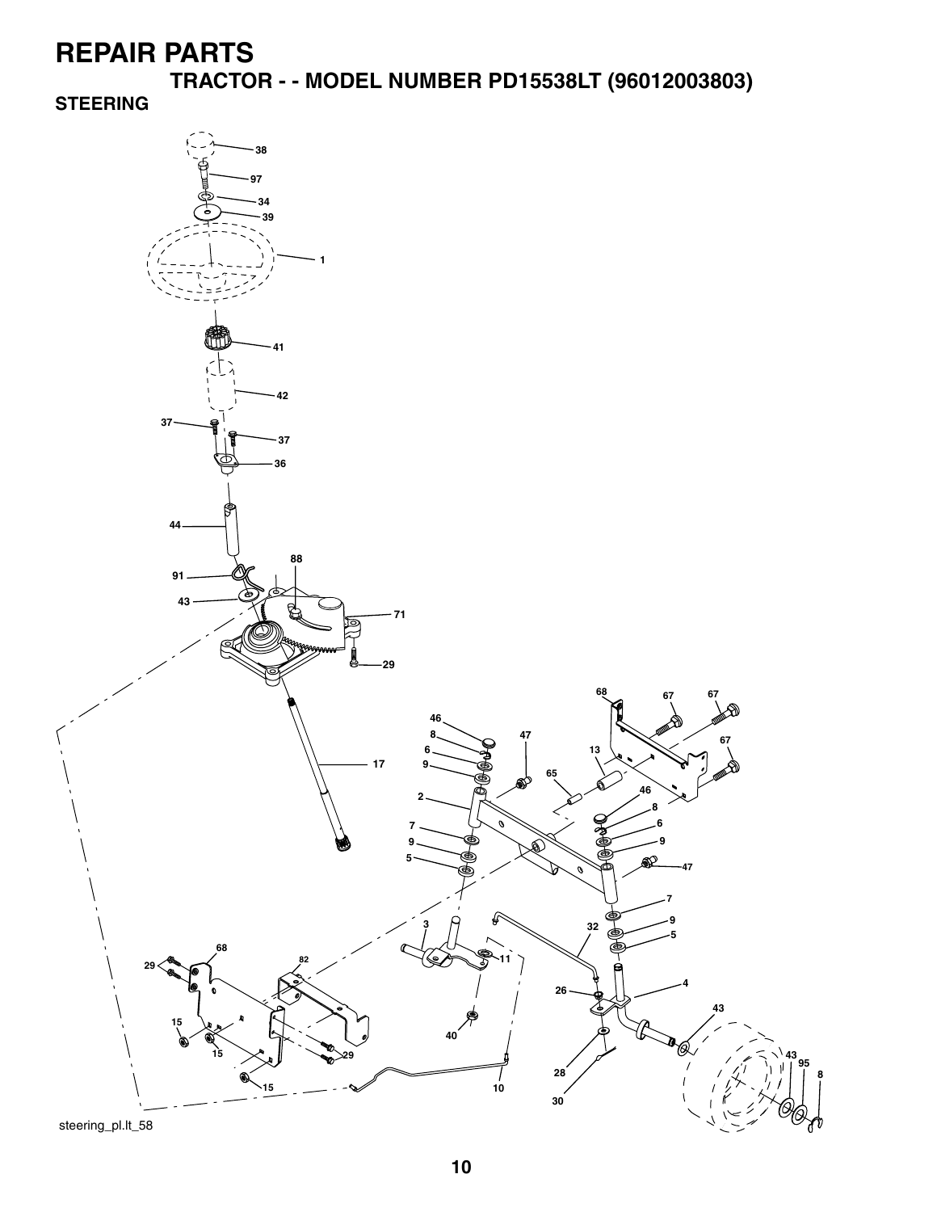# REPAIR PARTS

## TRACTOR - - MODEL NUMBER PD15538LT (96012003803)

### STEERING

steering_pl.lt_58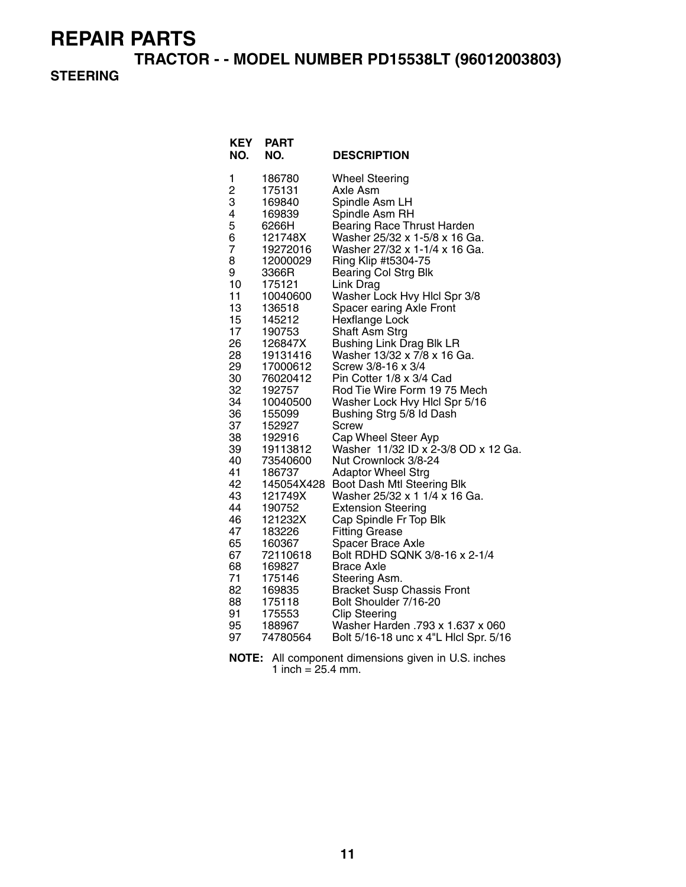# REPAIR PARTS

## TRACTOR - - MODEL NUMBER PD15538LT (96012003803)

### STEERING

| KEY NO. | PART NO. | DESCRIPTION |
|---|---|---|
| 1 | 186780 | Wheel Steering |
| 2 | 175131 | Axle Asm |
| 3 | 169840 | Spindle Asm LH |
| 4 | 169839 | Spindle Asm RH |
| 5 | 6266H | Bearing Race Thrust Harden |
| 6 | 121748X | Washer 25/32 x 1-5/8 x 16 Ga. |
| 7 | 19272016 | Washer 27/32 x 1-1/4 x 16 Ga. |
| 8 | 12000029 | Ring Klip #t5304-75 |
| 9 | 3366R | Bearing Col Strg Blk |
| 10 | 175121 | Link Drag |
| 11 | 10040600 | Washer Lock Hvy Hlcl Spr 3/8 |
| 13 | 136518 | Spacer earing Axle Front |
| 15 | 145212 | Hexflange Lock |
| 17 | 190753 | Shaft Asm Strg |
| 26 | 126847X | Bushing Link Drag Blk LR |
| 28 | 19131416 | Washer 13/32 x 7/8 x 16 Ga. |
| 29 | 17000612 | Screw 3/8-16 x 3/4 |
| 30 | 76020412 | Pin Cotter 1/8 x 3/4 Cad |
| 32 | 192757 | Rod Tie Wire Form 19 75 Mech |
| 34 | 10040500 | Washer Lock Hvy Hlcl Spr 5/16 |
| 36 | 155099 | Bushing Strg 5/8 Id Dash |
| 37 | 152927 | Screw |
| 38 | 192916 | Cap Wheel Steer Ayp |
| 39 | 19113812 | Washer 11/32 ID x 2-3/8 OD x 12 Ga. |
| 40 | 73540600 | Nut Crownlock 3/8-24 |
| 41 | 186737 | Adaptor Wheel Strg |
| 42 | 145054X428 | Boot Dash Mtl Steering Blk |
| 43 | 121749X | Washer 25/32 x 1 1/4 x 16 Ga. |
| 44 | 190752 | Extension Steering |
| 46 | 121232X | Cap Spindle Fr Top Blk |
| 47 | 183226 | Fitting Grease |
| 65 | 160367 | Spacer Brace Axle |
| 67 | 72110618 | Bolt RDHD SQNK 3/8-16 x 2-1/4 |
| 68 | 169827 | Brace Axle |
| 71 | 175146 | Steering Asm. |
| 82 | 169835 | Bracket Susp Chassis Front |
| 88 | 175118 | Bolt Shoulder 7/16-20 |
| 91 | 175553 | Clip Steering |
| 95 | 188967 | Washer Harden .793 x 1.637 x 060 |
| 97 | 74780564 | Bolt 5/16-18 unc x 4"L Hlcl Spr. 5/16 |

**NOTE:** All component dimensions given in U.S. inches
1 inch = 25.4 mm.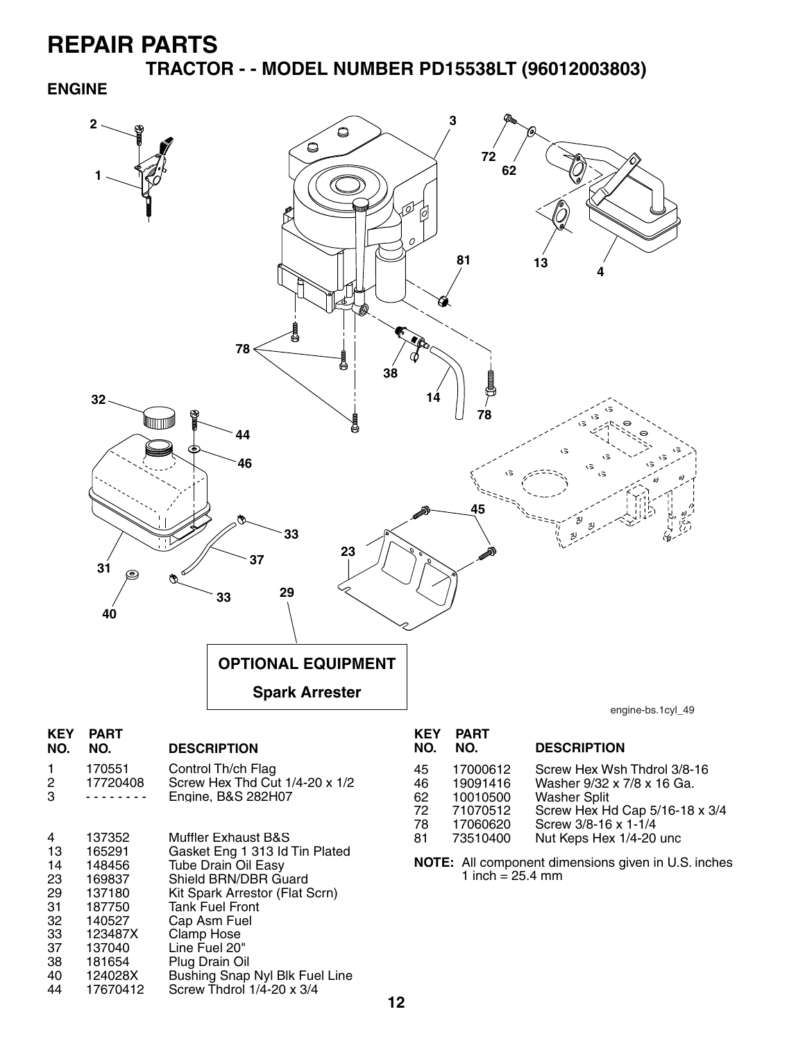# REPAIR PARTS

## TRACTOR - - MODEL NUMBER PD15538LT (96012003803)

### ENGINE

OPTIONAL EQUIPMENT

Spark Arrester

engine-bs.1cyl_49

| KEY NO. | PART NO. | DESCRIPTION |
|---|---|---|
| 1 | 170551 | Control Th/ch Flag |
| 2 | 17720408 | Screw Hex Thd Cut 1/4-20 x 1/2 |
| 3 | - - - - - - - - | Engine, B&S 282H07 |
| 4 | 137352 | Muffler Exhaust B&S |
| 13 | 165291 | Gasket Eng 1 313 Id Tin Plated |
| 14 | 148456 | Tube Drain Oil Easy |
| 23 | 169837 | Shield BRN/DBR Guard |
| 29 | 137180 | Kit Spark Arrestor (Flat Scrn) |
| 31 | 187750 | Tank Fuel Front |
| 32 | 140527 | Cap Asm Fuel |
| 33 | 123487X | Clamp Hose |
| 37 | 137040 | Line Fuel 20" |
| 38 | 181654 | Plug Drain Oil |
| 40 | 124028X | Bushing Snap Nyl Blk Fuel Line |
| 44 | 17670412 | Screw Thdrol 1/4-20 x 3/4 |
| 45 | 17000612 | Screw Hex Wsh Thdrol 3/8-16 |
| 46 | 19091416 | Washer 9/32 x 7/8 x 16 Ga. |
| 62 | 10010500 | Washer Split |
| 72 | 71070512 | Screw Hex Hd Cap 5/16-18 x 3/4 |
| 78 | 17060620 | Screw 3/8-16 x 1-1/4 |
| 81 | 73510400 | Nut Keps Hex 1/4-20 unc |

**NOTE:** All component dimensions given in U.S. inches
1 inch = 25.4 mm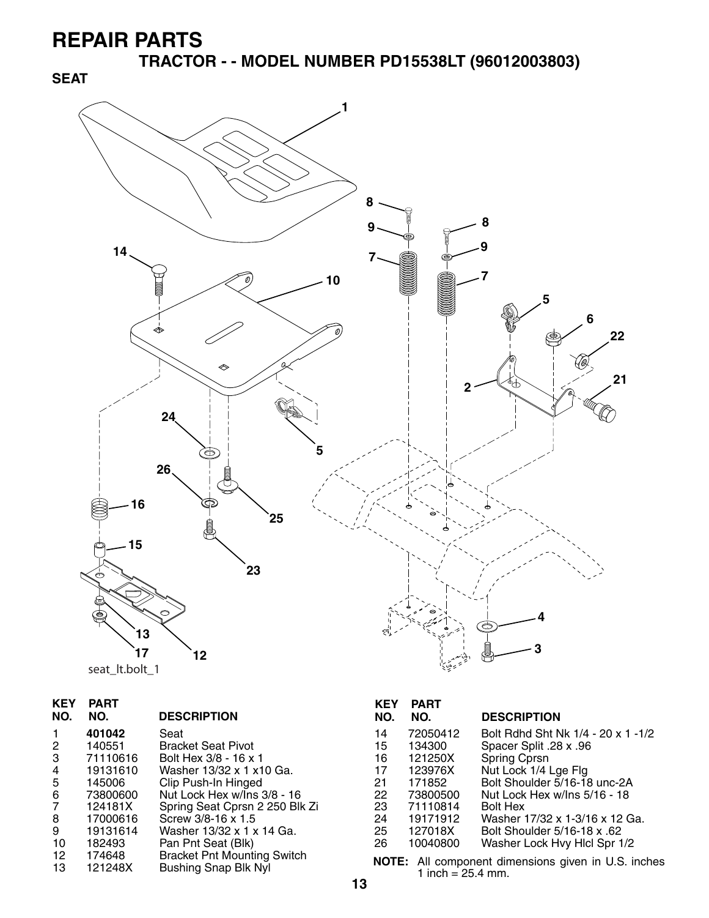# REPAIR PARTS

## TRACTOR - - MODEL NUMBER PD15538LT (96012003803)

### SEAT

seat_lt.bolt_1

| KEY NO. | PART NO. | DESCRIPTION |
|---|---|---|
| 1 | **401042** | Seat |
| 2 | 140551 | Bracket Seat Pivot |
| 3 | 71110616 | Bolt Hex 3/8 - 16 x 1 |
| 4 | 19131610 | Washer 13/32 x 1 x10 Ga. |
| 5 | 145006 | Clip Push-In Hinged |
| 6 | 73800600 | Nut Lock Hex w/Ins 3/8 - 16 |
| 7 | 124181X | Spring Seat Cprsn 2 250 Blk Zi |
| 8 | 17000616 | Screw 3/8-16 x 1.5 |
| 9 | 19131614 | Washer 13/32 x 1 x 14 Ga. |
| 10 | 182493 | Pan Pnt Seat (Blk) |
| 12 | 174648 | Bracket Pnt Mounting Switch |
| 13 | 121248X | Bushing Snap Blk Nyl |
| 14 | 72050412 | Bolt Rdhd Sht Nk 1/4 - 20 x 1 -1/2 |
| 15 | 134300 | Spacer Split .28 x .96 |
| 16 | 121250X | Spring Cprsn |
| 17 | 123976X | Nut Lock 1/4 Lge Flg |
| 21 | 171852 | Bolt Shoulder 5/16-18 unc-2A |
| 22 | 73800500 | Nut Lock Hex w/Ins 5/16 - 18 |
| 23 | 71110814 | Bolt Hex |
| 24 | 19171912 | Washer 17/32 x 1-3/16 x 12 Ga. |
| 25 | 127018X | Bolt Shoulder 5/16-18 x .62 |
| 26 | 10040800 | Washer Lock Hvy Hlcl Spr 1/2 |

**NOTE:** All component dimensions given in U.S. inches 1 inch = 25.4 mm.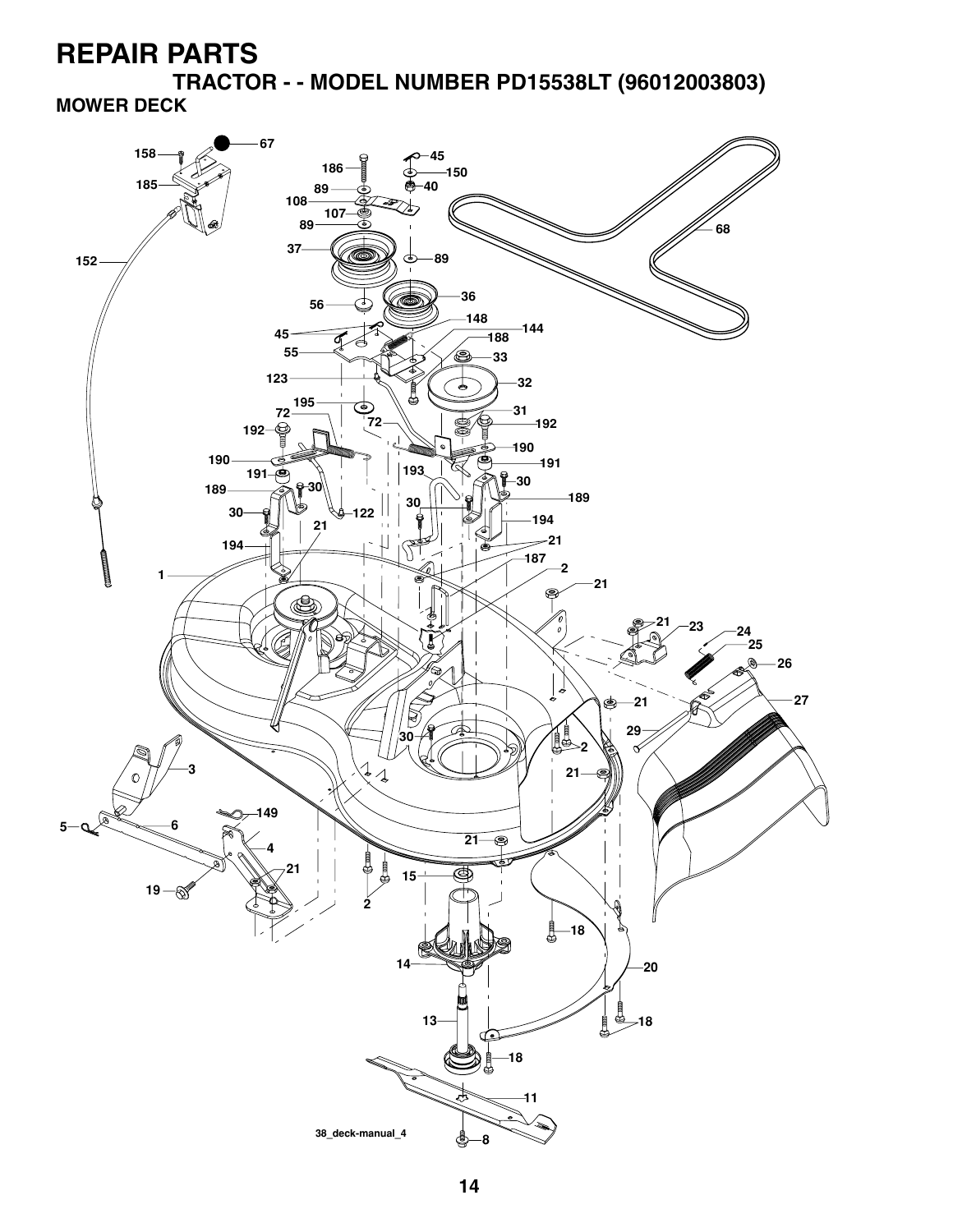# REPAIR PARTS

## TRACTOR - - MODEL NUMBER PD15538LT (96012003803)

### MOWER DECK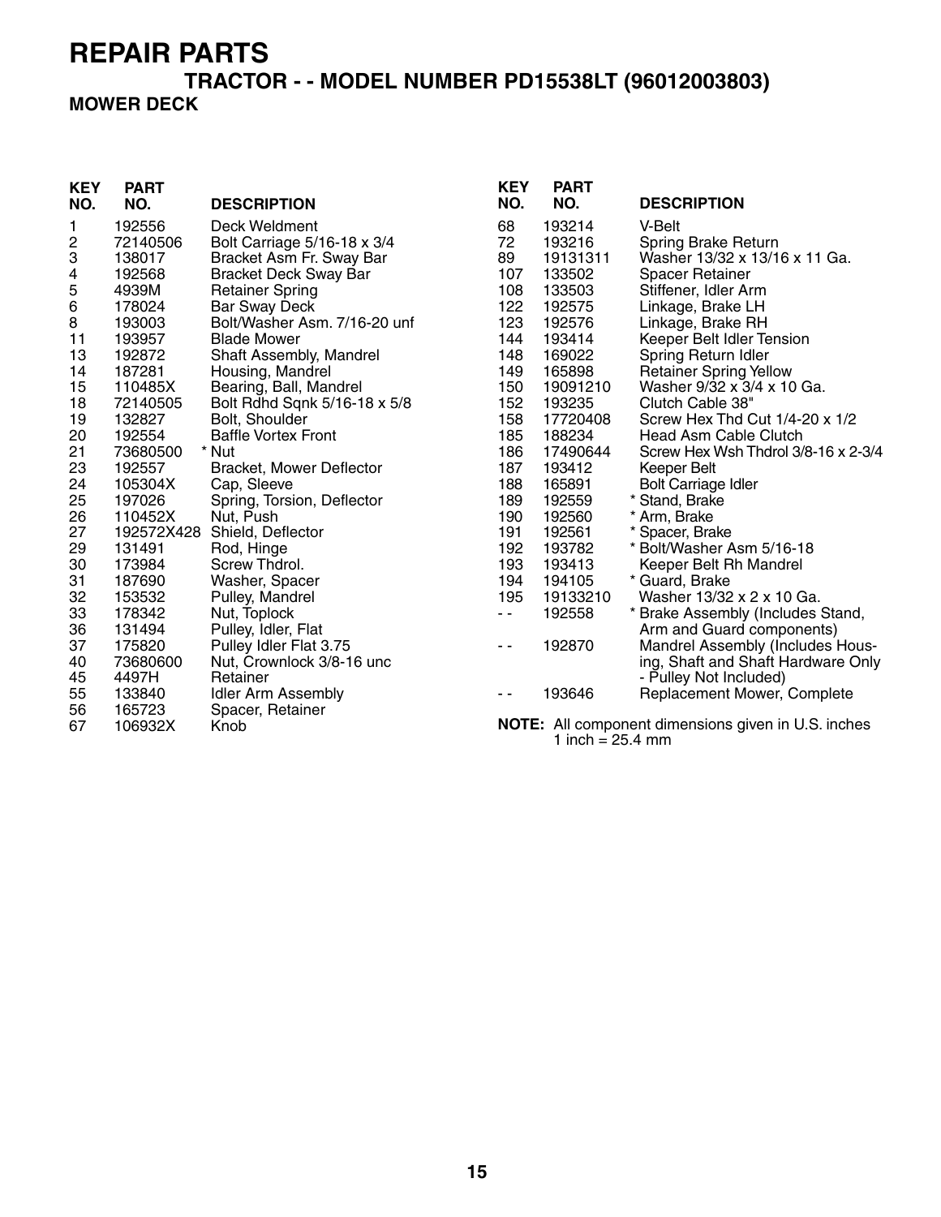# REPAIR PARTS

## TRACTOR - - MODEL NUMBER PD15538LT (96012003803)

### MOWER DECK

| KEY NO. | PART NO. | DESCRIPTION |
|---|---|---|
| 1 | 192556 | Deck Weldment |
| 2 | 72140506 | Bolt Carriage 5/16-18 x 3/4 |
| 3 | 138017 | Bracket Asm Fr. Sway Bar |
| 4 | 192568 | Bracket Deck Sway Bar |
| 5 | 4939M | Retainer Spring |
| 6 | 178024 | Bar Sway Deck |
| 8 | 193003 | Bolt/Washer Asm. 7/16-20 unf |
| 11 | 193957 | Blade Mower |
| 13 | 192872 | Shaft Assembly, Mandrel |
| 14 | 187281 | Housing, Mandrel |
| 15 | 110485X | Bearing, Ball, Mandrel |
| 18 | 72140505 | Bolt Rdhd Sqnk 5/16-18 x 5/8 |
| 19 | 132827 | Bolt, Shoulder |
| 20 | 192554 | Baffle Vortex Front |
| 21 | 73680500 | * Nut |
| 23 | 192557 | Bracket, Mower Deflector |
| 24 | 105304X | Cap, Sleeve |
| 25 | 197026 | Spring, Torsion, Deflector |
| 26 | 110452X | Nut, Push |
| 27 | 192572X428 | Shield, Deflector |
| 29 | 131491 | Rod, Hinge |
| 30 | 173984 | Screw Thdrol. |
| 31 | 187690 | Washer, Spacer |
| 32 | 153532 | Pulley, Mandrel |
| 33 | 178342 | Nut, Toplock |
| 36 | 131494 | Pulley, Idler, Flat |
| 37 | 175820 | Pulley Idler Flat 3.75 |
| 40 | 73680600 | Nut, Crownlock 3/8-16 unc |
| 45 | 4497H | Retainer |
| 55 | 133840 | Idler Arm Assembly |
| 56 | 165723 | Spacer, Retainer |
| 67 | 106932X | Knob |
| 68 | 193214 | V-Belt |
| 72 | 193216 | Spring Brake Return |
| 89 | 19131311 | Washer 13/32 x 13/16 x 11 Ga. |
| 107 | 133502 | Spacer Retainer |
| 108 | 133503 | Stiffener, Idler Arm |
| 122 | 192575 | Linkage, Brake LH |
| 123 | 192576 | Linkage, Brake RH |
| 144 | 193414 | Keeper Belt Idler Tension |
| 148 | 169022 | Spring Return Idler |
| 149 | 165898 | Retainer Spring Yellow |
| 150 | 19091210 | Washer 9/32 x 3/4 x 10 Ga. |
| 152 | 193235 | Clutch Cable 38" |
| 158 | 17720408 | Screw Hex Thd Cut 1/4-20 x 1/2 |
| 185 | 188234 | Head Asm Cable Clutch |
| 186 | 17490644 | Screw Hex Wsh Thdrol 3/8-16 x 2-3/4 |
| 187 | 193412 | Keeper Belt |
| 188 | 165891 | Bolt Carriage Idler |
| 189 | 192559 | * Stand, Brake |
| 190 | 192560 | * Arm, Brake |
| 191 | 192561 | * Spacer, Brake |
| 192 | 193782 | * Bolt/Washer Asm 5/16-18 |
| 193 | 193413 | Keeper Belt Rh Mandrel |
| 194 | 194105 | * Guard, Brake |
| 195 | 19133210 | Washer 13/32 x 2 x 10 Ga. |
| - - | 192558 | * Brake Assembly (Includes Stand, Arm and Guard components) |
| - - | 192870 | Mandrel Assembly (Includes Housing, Shaft and Shaft Hardware Only - Pulley Not Included) |
| - - | 193646 | Replacement Mower, Complete |

**NOTE:** All component dimensions given in U.S. inches
1 inch = 25.4 mm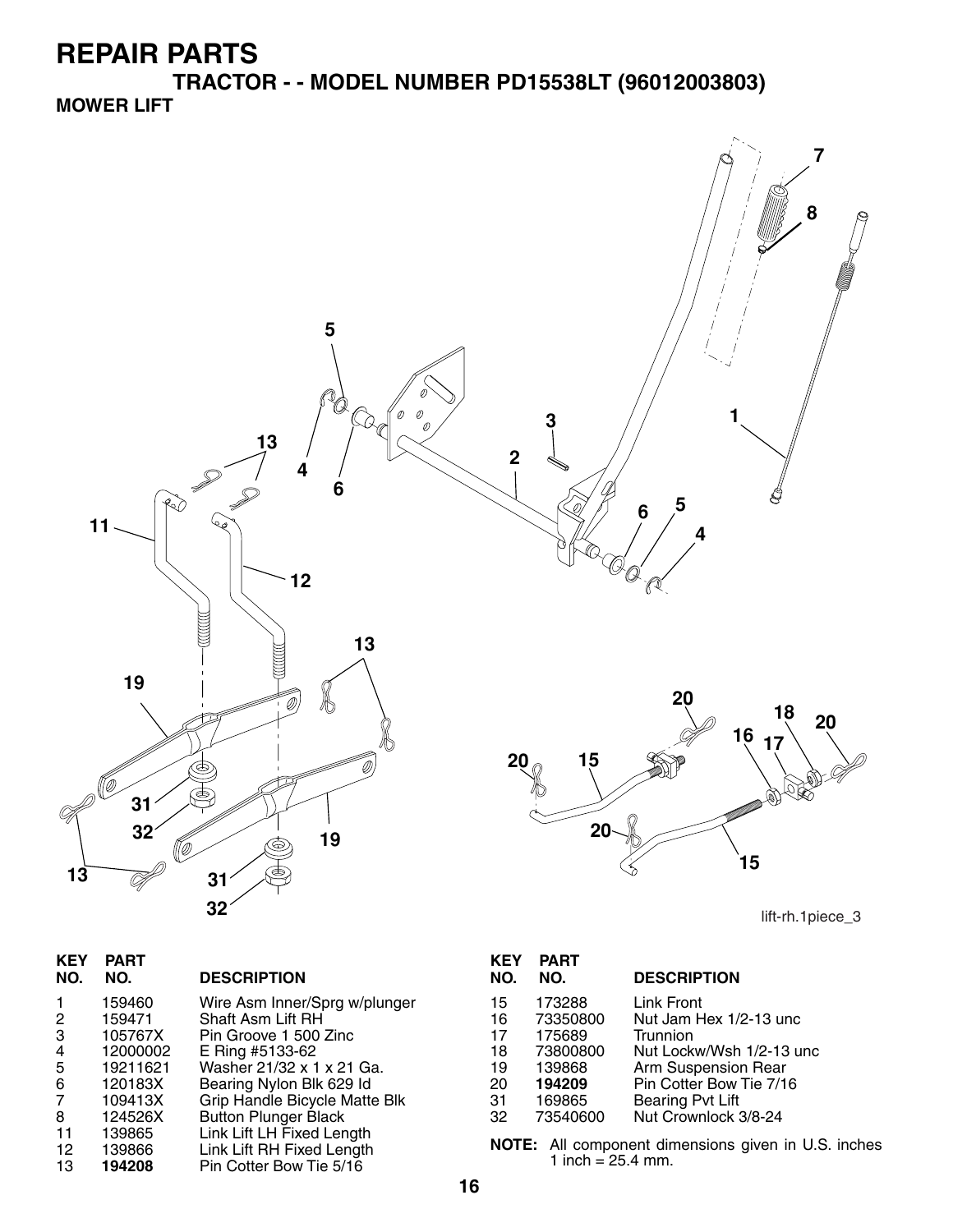# REPAIR PARTS

## TRACTOR - - MODEL NUMBER PD15538LT (96012003803)

### MOWER LIFT

lift-rh.1piece_3

| KEY NO. | PART NO. | DESCRIPTION |
|---|---|---|
| 1 | 159460 | Wire Asm Inner/Sprg w/plunger |
| 2 | 159471 | Shaft Asm Lift RH |
| 3 | 105767X | Pin Groove 1 500 Zinc |
| 4 | 12000002 | E Ring #5133-62 |
| 5 | 19211621 | Washer 21/32 x 1 x 21 Ga. |
| 6 | 120183X | Bearing Nylon Blk 629 Id |
| 7 | 109413X | Grip Handle Bicycle Matte Blk |
| 8 | 124526X | Button Plunger Black |
| 11 | 139865 | Link Lift LH Fixed Length |
| 12 | 139866 | Link Lift RH Fixed Length |
| 13 | **194208** | Pin Cotter Bow Tie 5/16 |
| 15 | 173288 | Link Front |
| 16 | 73350800 | Nut Jam Hex 1/2-13 unc |
| 17 | 175689 | Trunnion |
| 18 | 73800800 | Nut Lockw/Wsh 1/2-13 unc |
| 19 | 139868 | Arm Suspension Rear |
| 20 | **194209** | Pin Cotter Bow Tie 7/16 |
| 31 | 169865 | Bearing Pvt Lift |
| 32 | 73540600 | Nut Crownlock 3/8-24 |

**NOTE:** All component dimensions given in U.S. inches
1 inch = 25.4 mm.